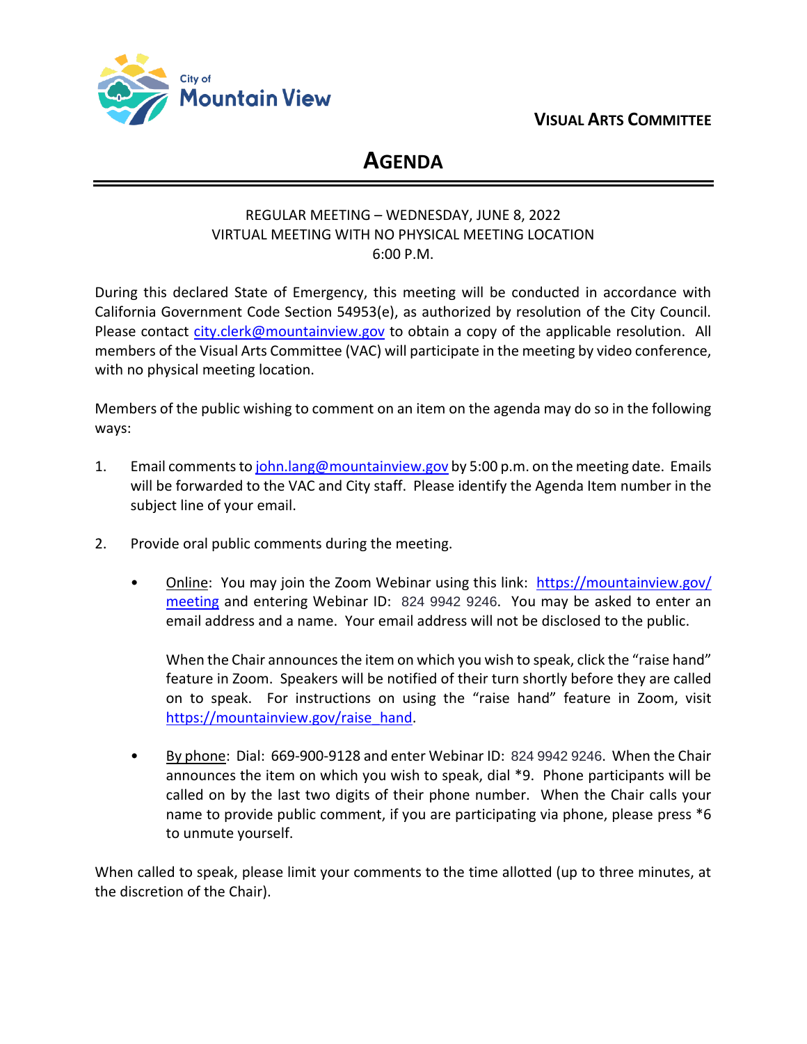City of **Mountain View**

**VISUAL ARTS COMMITTEE**

# AGENDA

REGULAR MEETING – WEDNESDAY, JUNE 8, 2022
VIRTUAL MEETING WITH NO PHYSICAL MEETING LOCATION
6:00 P.M.

During this declared State of Emergency, this meeting will be conducted in accordance with California Government Code Section 54953(e), as authorized by resolution of the City Council. Please contact city.clerk@mountainview.gov to obtain a copy of the applicable resolution. All members of the Visual Arts Committee (VAC) will participate in the meeting by video conference, with no physical meeting location.

Members of the public wishing to comment on an item on the agenda may do so in the following ways:

1. Email comments to john.lang@mountainview.gov by 5:00 p.m. on the meeting date. Emails will be forwarded to the VAC and City staff. Please identify the Agenda Item number in the subject line of your email.

2. Provide oral public comments during the meeting.

   - Online: You may join the Zoom Webinar using this link: https://mountainview.gov/meeting and entering Webinar ID: 824 9942 9246. You may be asked to enter an email address and a name. Your email address will not be disclosed to the public.

     When the Chair announces the item on which you wish to speak, click the "raise hand" feature in Zoom. Speakers will be notified of their turn shortly before they are called on to speak. For instructions on using the "raise hand" feature in Zoom, visit https://mountainview.gov/raise_hand.

   - By phone: Dial: 669-900-9128 and enter Webinar ID: 824 9942 9246. When the Chair announces the item on which you wish to speak, dial *9. Phone participants will be called on by the last two digits of their phone number. When the Chair calls your name to provide public comment, if you are participating via phone, please press *6 to unmute yourself.

When called to speak, please limit your comments to the time allotted (up to three minutes, at the discretion of the Chair).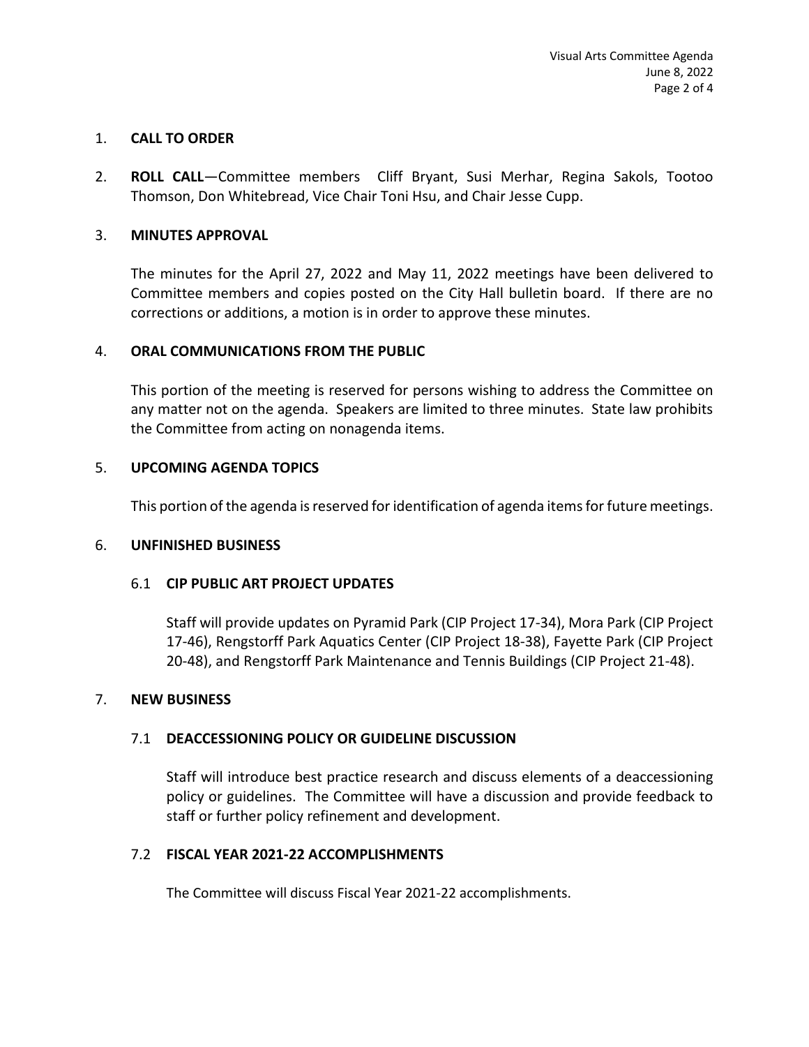1. **CALL TO ORDER**

2. **ROLL CALL**—Committee members Cliff Bryant, Susi Merhar, Regina Sakols, Tootoo Thomson, Don Whitebread, Vice Chair Toni Hsu, and Chair Jesse Cupp.

3. **MINUTES APPROVAL**

   The minutes for the April 27, 2022 and May 11, 2022 meetings have been delivered to Committee members and copies posted on the City Hall bulletin board. If there are no corrections or additions, a motion is in order to approve these minutes.

4. **ORAL COMMUNICATIONS FROM THE PUBLIC**

   This portion of the meeting is reserved for persons wishing to address the Committee on any matter not on the agenda. Speakers are limited to three minutes. State law prohibits the Committee from acting on nonagenda items.

5. **UPCOMING AGENDA TOPICS**

   This portion of the agenda is reserved for identification of agenda items for future meetings.

6. **UNFINISHED BUSINESS**

   6.1 **CIP PUBLIC ART PROJECT UPDATES**

   Staff will provide updates on Pyramid Park (CIP Project 17-34), Mora Park (CIP Project 17-46), Rengstorff Park Aquatics Center (CIP Project 18-38), Fayette Park (CIP Project 20-48), and Rengstorff Park Maintenance and Tennis Buildings (CIP Project 21-48).

7. **NEW BUSINESS**

   7.1 **DEACCESSIONING POLICY OR GUIDELINE DISCUSSION**

   Staff will introduce best practice research and discuss elements of a deaccessioning policy or guidelines. The Committee will have a discussion and provide feedback to staff or further policy refinement and development.

   7.2 **FISCAL YEAR 2021-22 ACCOMPLISHMENTS**

   The Committee will discuss Fiscal Year 2021-22 accomplishments.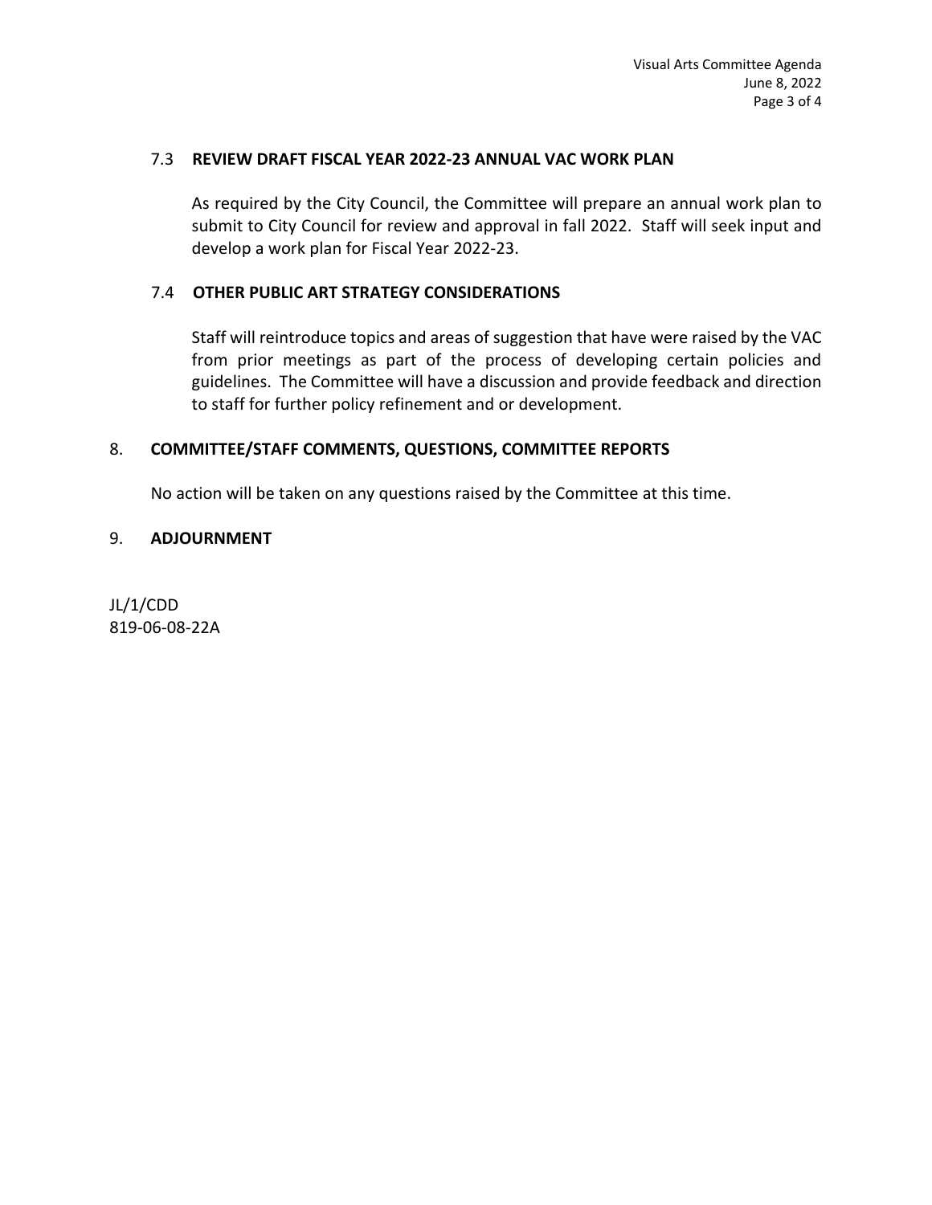### 7.3 REVIEW DRAFT FISCAL YEAR 2022-23 ANNUAL VAC WORK PLAN

As required by the City Council, the Committee will prepare an annual work plan to submit to City Council for review and approval in fall 2022. Staff will seek input and develop a work plan for Fiscal Year 2022-23.

### 7.4 OTHER PUBLIC ART STRATEGY CONSIDERATIONS

Staff will reintroduce topics and areas of suggestion that have were raised by the VAC from prior meetings as part of the process of developing certain policies and guidelines. The Committee will have a discussion and provide feedback and direction to staff for further policy refinement and or development.

## 8. COMMITTEE/STAFF COMMENTS, QUESTIONS, COMMITTEE REPORTS

No action will be taken on any questions raised by the Committee at this time.

## 9. ADJOURNMENT

JL/1/CDD
819-06-08-22A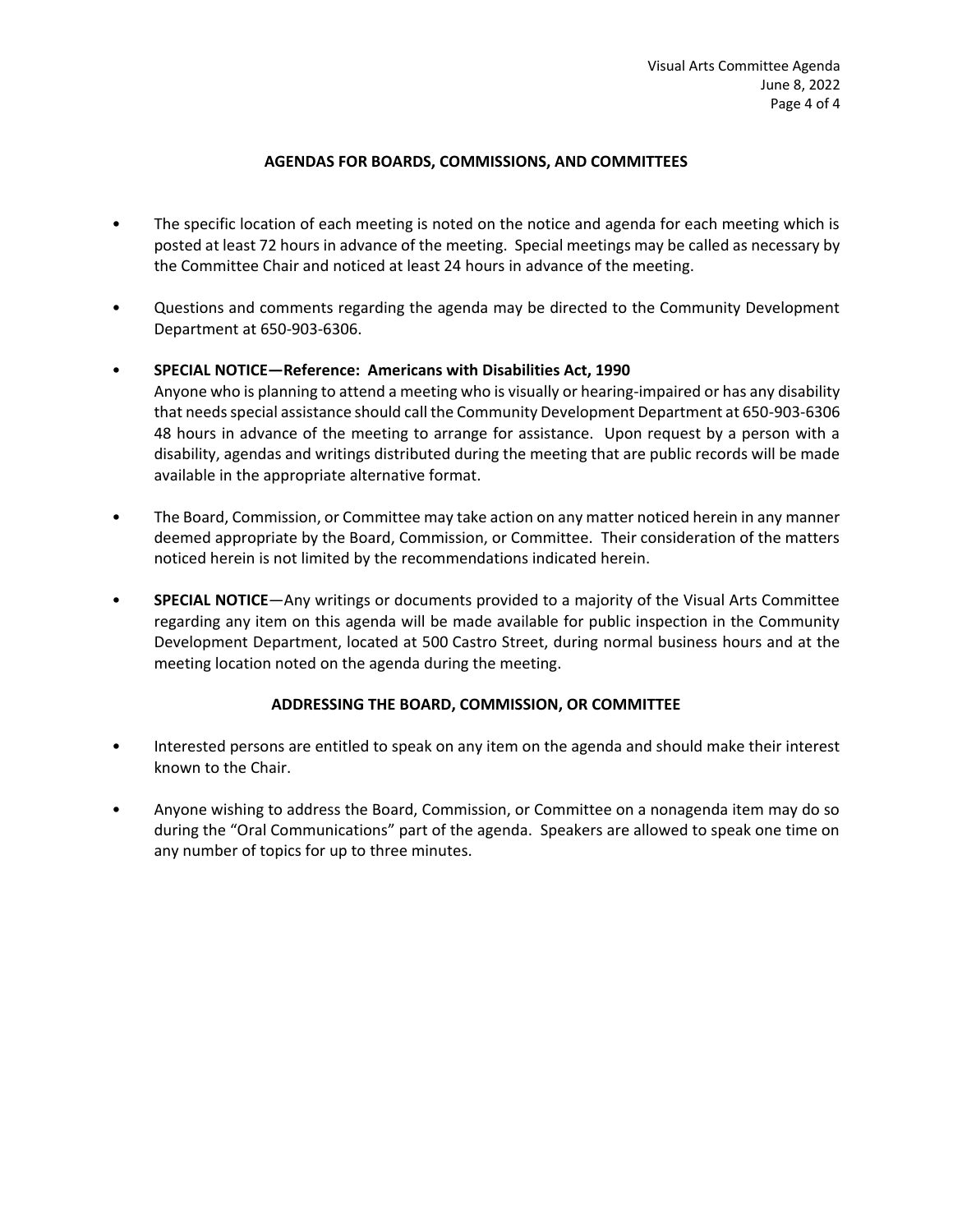## AGENDAS FOR BOARDS, COMMISSIONS, AND COMMITTEES

- The specific location of each meeting is noted on the notice and agenda for each meeting which is posted at least 72 hours in advance of the meeting. Special meetings may be called as necessary by the Committee Chair and noticed at least 24 hours in advance of the meeting.

- Questions and comments regarding the agenda may be directed to the Community Development Department at 650-903-6306.

- **SPECIAL NOTICE—Reference: Americans with Disabilities Act, 1990**
  Anyone who is planning to attend a meeting who is visually or hearing-impaired or has any disability that needs special assistance should call the Community Development Department at 650-903-6306 48 hours in advance of the meeting to arrange for assistance. Upon request by a person with a disability, agendas and writings distributed during the meeting that are public records will be made available in the appropriate alternative format.

- The Board, Commission, or Committee may take action on any matter noticed herein in any manner deemed appropriate by the Board, Commission, or Committee. Their consideration of the matters noticed herein is not limited by the recommendations indicated herein.

- **SPECIAL NOTICE**—Any writings or documents provided to a majority of the Visual Arts Committee regarding any item on this agenda will be made available for public inspection in the Community Development Department, located at 500 Castro Street, during normal business hours and at the meeting location noted on the agenda during the meeting.

## ADDRESSING THE BOARD, COMMISSION, OR COMMITTEE

- Interested persons are entitled to speak on any item on the agenda and should make their interest known to the Chair.

- Anyone wishing to address the Board, Commission, or Committee on a nonagenda item may do so during the "Oral Communications" part of the agenda. Speakers are allowed to speak one time on any number of topics for up to three minutes.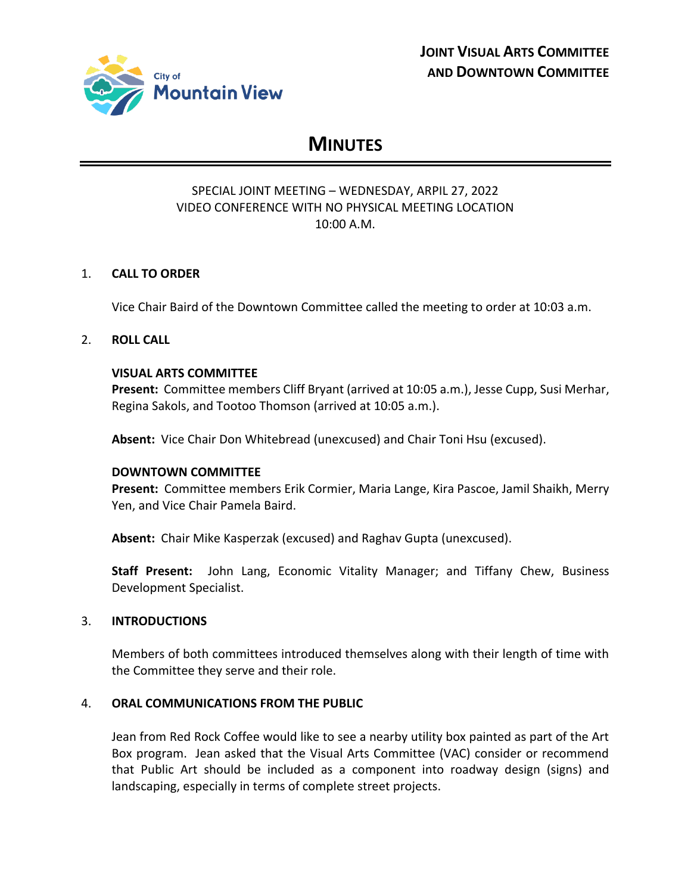# JOINT VISUAL ARTS COMMITTEE AND DOWNTOWN COMMITTEE

# MINUTES

SPECIAL JOINT MEETING – WEDNESDAY, ARPIL 27, 2022
VIDEO CONFERENCE WITH NO PHYSICAL MEETING LOCATION
10:00 A.M.

1. **CALL TO ORDER**

   Vice Chair Baird of the Downtown Committee called the meeting to order at 10:03 a.m.

2. **ROLL CALL**

   **VISUAL ARTS COMMITTEE**
   **Present:** Committee members Cliff Bryant (arrived at 10:05 a.m.), Jesse Cupp, Susi Merhar, Regina Sakols, and Tootoo Thomson (arrived at 10:05 a.m.).

   **Absent:** Vice Chair Don Whitebread (unexcused) and Chair Toni Hsu (excused).

   **DOWNTOWN COMMITTEE**
   **Present:** Committee members Erik Cormier, Maria Lange, Kira Pascoe, Jamil Shaikh, Merry Yen, and Vice Chair Pamela Baird.

   **Absent:** Chair Mike Kasperzak (excused) and Raghav Gupta (unexcused).

   **Staff Present:** John Lang, Economic Vitality Manager; and Tiffany Chew, Business Development Specialist.

3. **INTRODUCTIONS**

   Members of both committees introduced themselves along with their length of time with the Committee they serve and their role.

4. **ORAL COMMUNICATIONS FROM THE PUBLIC**

   Jean from Red Rock Coffee would like to see a nearby utility box painted as part of the Art Box program. Jean asked that the Visual Arts Committee (VAC) consider or recommend that Public Art should be included as a component into roadway design (signs) and landscaping, especially in terms of complete street projects.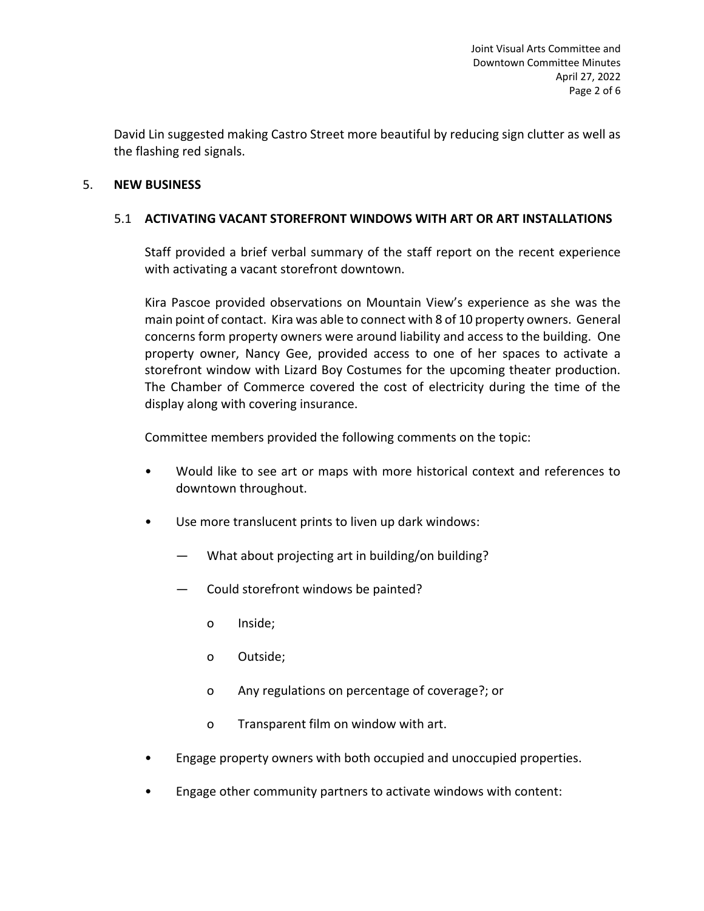David Lin suggested making Castro Street more beautiful by reducing sign clutter as well as the flashing red signals.

5. **NEW BUSINESS**

5.1 **ACTIVATING VACANT STOREFRONT WINDOWS WITH ART OR ART INSTALLATIONS**

Staff provided a brief verbal summary of the staff report on the recent experience with activating a vacant storefront downtown.

Kira Pascoe provided observations on Mountain View's experience as she was the main point of contact. Kira was able to connect with 8 of 10 property owners. General concerns form property owners were around liability and access to the building. One property owner, Nancy Gee, provided access to one of her spaces to activate a storefront window with Lizard Boy Costumes for the upcoming theater production. The Chamber of Commerce covered the cost of electricity during the time of the display along with covering insurance.

Committee members provided the following comments on the topic:

- Would like to see art or maps with more historical context and references to downtown throughout.
- Use more translucent prints to liven up dark windows:
  - What about projecting art in building/on building?
  - Could storefront windows be painted?
    - Inside;
    - Outside;
    - Any regulations on percentage of coverage?; or
    - Transparent film on window with art.
- Engage property owners with both occupied and unoccupied properties.
- Engage other community partners to activate windows with content: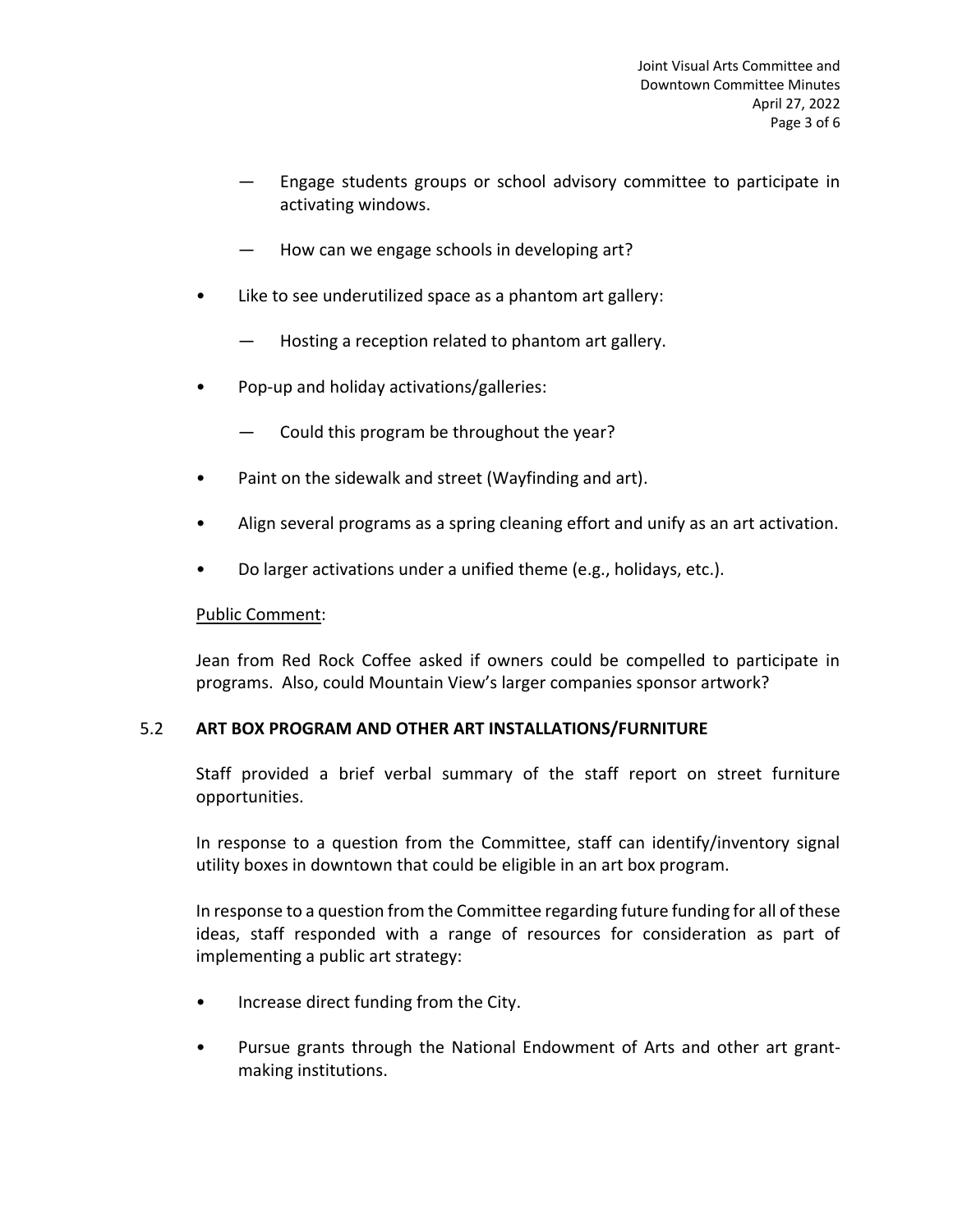- Engage students groups or school advisory committee to participate in activating windows.
  - How can we engage schools in developing art?
- Like to see underutilized space as a phantom art gallery:
  - Hosting a reception related to phantom art gallery.
- Pop-up and holiday activations/galleries:
  - Could this program be throughout the year?
- Paint on the sidewalk and street (Wayfinding and art).
- Align several programs as a spring cleaning effort and unify as an art activation.
- Do larger activations under a unified theme (e.g., holidays, etc.).

<u>Public Comment</u>:

Jean from Red Rock Coffee asked if owners could be compelled to participate in programs. Also, could Mountain View's larger companies sponsor artwork?

### 5.2 **ART BOX PROGRAM AND OTHER ART INSTALLATIONS/FURNITURE**

Staff provided a brief verbal summary of the staff report on street furniture opportunities.

In response to a question from the Committee, staff can identify/inventory signal utility boxes in downtown that could be eligible in an art box program.

In response to a question from the Committee regarding future funding for all of these ideas, staff responded with a range of resources for consideration as part of implementing a public art strategy:

- Increase direct funding from the City.
- Pursue grants through the National Endowment of Arts and other art grant-making institutions.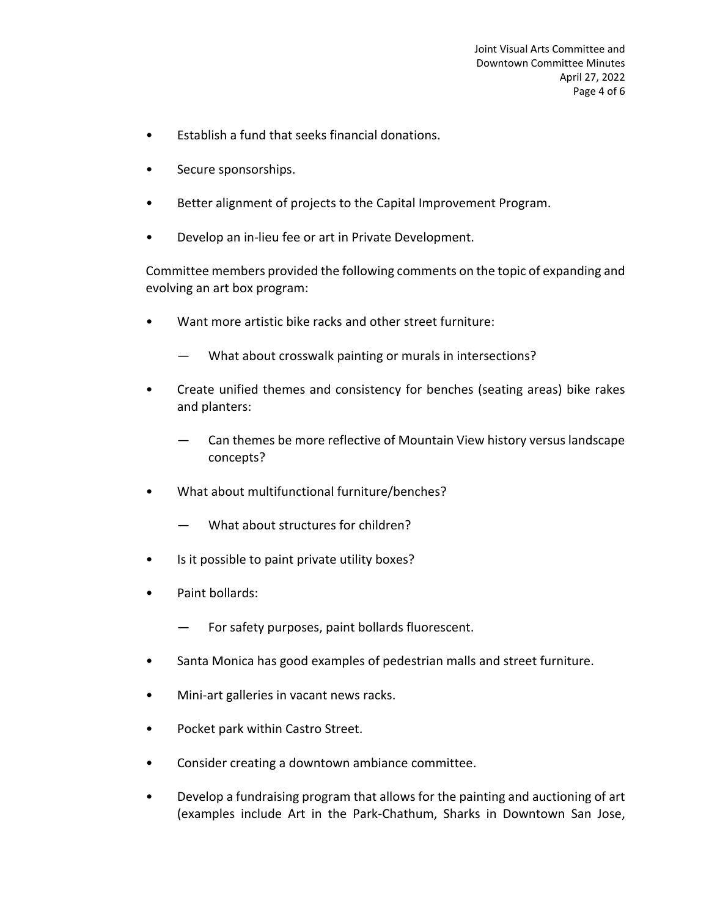- Establish a fund that seeks financial donations.

- Secure sponsorships.

- Better alignment of projects to the Capital Improvement Program.

- Develop an in-lieu fee or art in Private Development.

Committee members provided the following comments on the topic of expanding and evolving an art box program:

- Want more artistic bike racks and other street furniture:

  — What about crosswalk painting or murals in intersections?

- Create unified themes and consistency for benches (seating areas) bike rakes and planters:

  — Can themes be more reflective of Mountain View history versus landscape concepts?

- What about multifunctional furniture/benches?

  — What about structures for children?

- Is it possible to paint private utility boxes?

- Paint bollards:

  — For safety purposes, paint bollards fluorescent.

- Santa Monica has good examples of pedestrian malls and street furniture.

- Mini-art galleries in vacant news racks.

- Pocket park within Castro Street.

- Consider creating a downtown ambiance committee.

- Develop a fundraising program that allows for the painting and auctioning of art (examples include Art in the Park-Chathum, Sharks in Downtown San Jose,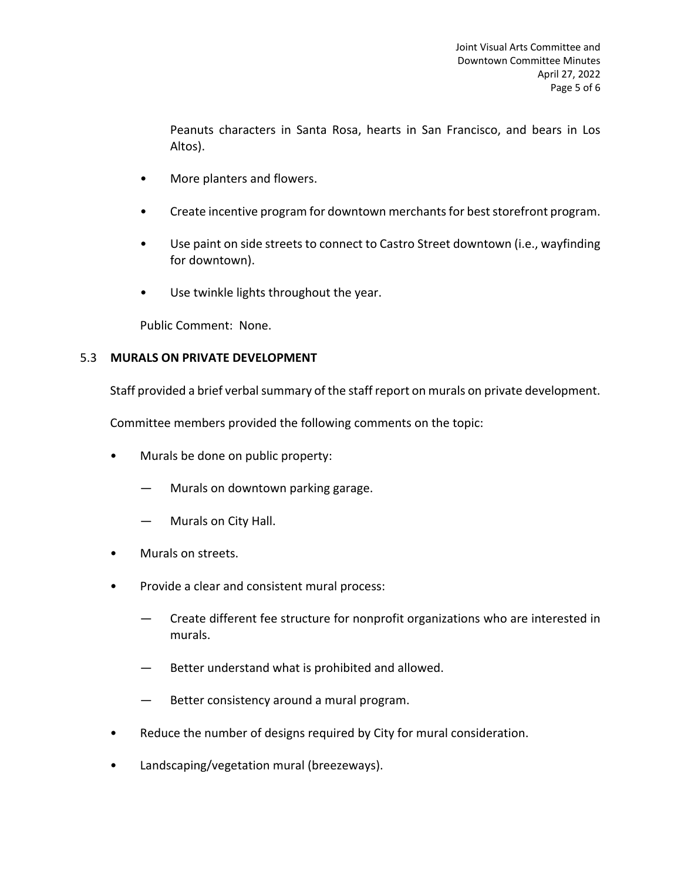Peanuts characters in Santa Rosa, hearts in San Francisco, and bears in Los Altos).

- More planters and flowers.
- Create incentive program for downtown merchants for best storefront program.
- Use paint on side streets to connect to Castro Street downtown (i.e., wayfinding for downtown).
- Use twinkle lights throughout the year.

Public Comment: None.

### 5.3 MURALS ON PRIVATE DEVELOPMENT

Staff provided a brief verbal summary of the staff report on murals on private development.

Committee members provided the following comments on the topic:

- Murals be done on public property:
  - — Murals on downtown parking garage.
  - — Murals on City Hall.
- Murals on streets.
- Provide a clear and consistent mural process:
  - — Create different fee structure for nonprofit organizations who are interested in murals.
  - — Better understand what is prohibited and allowed.
  - — Better consistency around a mural program.
- Reduce the number of designs required by City for mural consideration.
- Landscaping/vegetation mural (breezeways).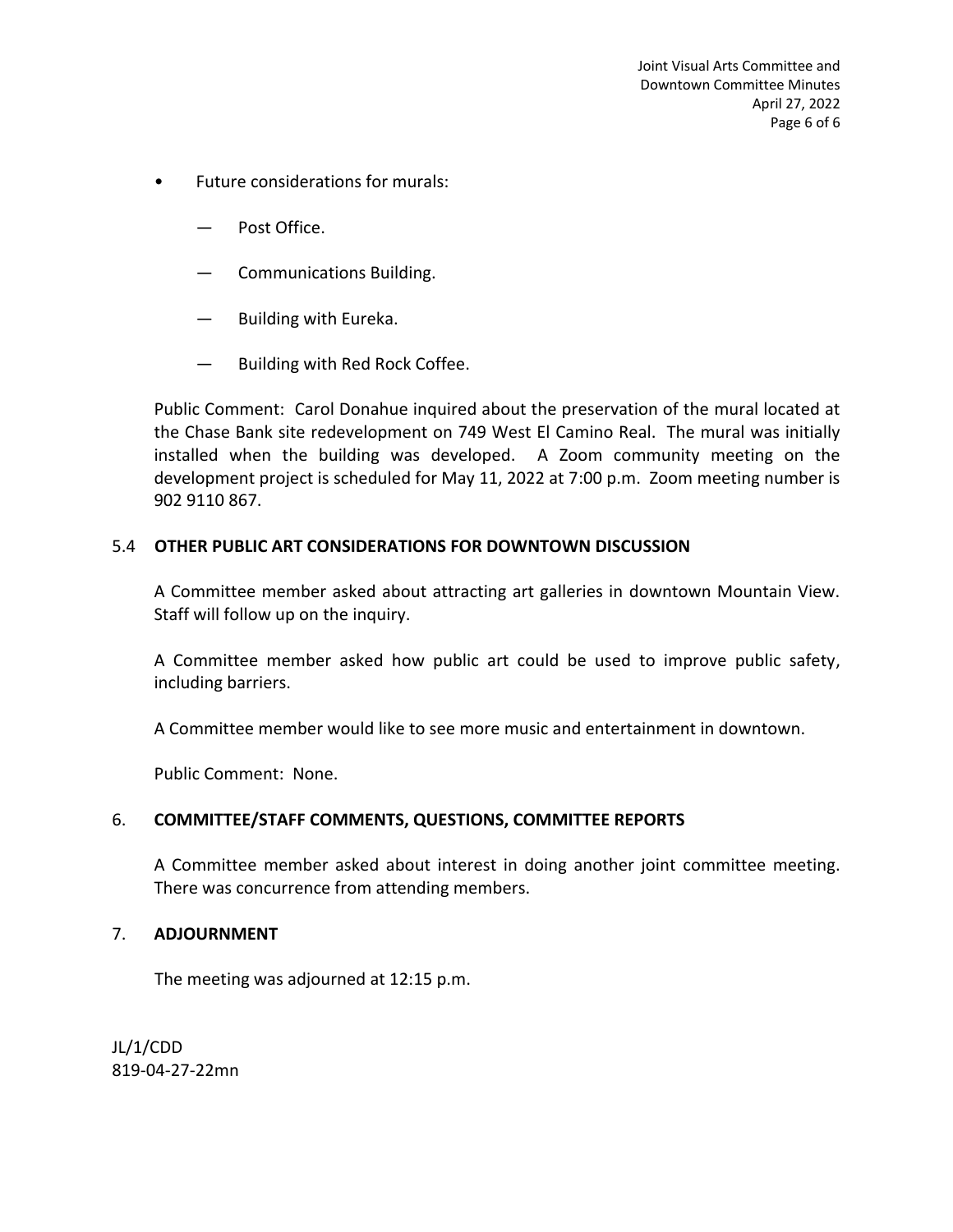- Future considerations for murals:
  - Post Office.
  - Communications Building.
  - Building with Eureka.
  - Building with Red Rock Coffee.

Public Comment: Carol Donahue inquired about the preservation of the mural located at the Chase Bank site redevelopment on 749 West El Camino Real. The mural was initially installed when the building was developed. A Zoom community meeting on the development project is scheduled for May 11, 2022 at 7:00 p.m. Zoom meeting number is 902 9110 867.

## 5.4 OTHER PUBLIC ART CONSIDERATIONS FOR DOWNTOWN DISCUSSION

A Committee member asked about attracting art galleries in downtown Mountain View. Staff will follow up on the inquiry.

A Committee member asked how public art could be used to improve public safety, including barriers.

A Committee member would like to see more music and entertainment in downtown.

Public Comment: None.

## 6. COMMITTEE/STAFF COMMENTS, QUESTIONS, COMMITTEE REPORTS

A Committee member asked about interest in doing another joint committee meeting. There was concurrence from attending members.

## 7. ADJOURNMENT

The meeting was adjourned at 12:15 p.m.

JL/1/CDD
819-04-27-22mn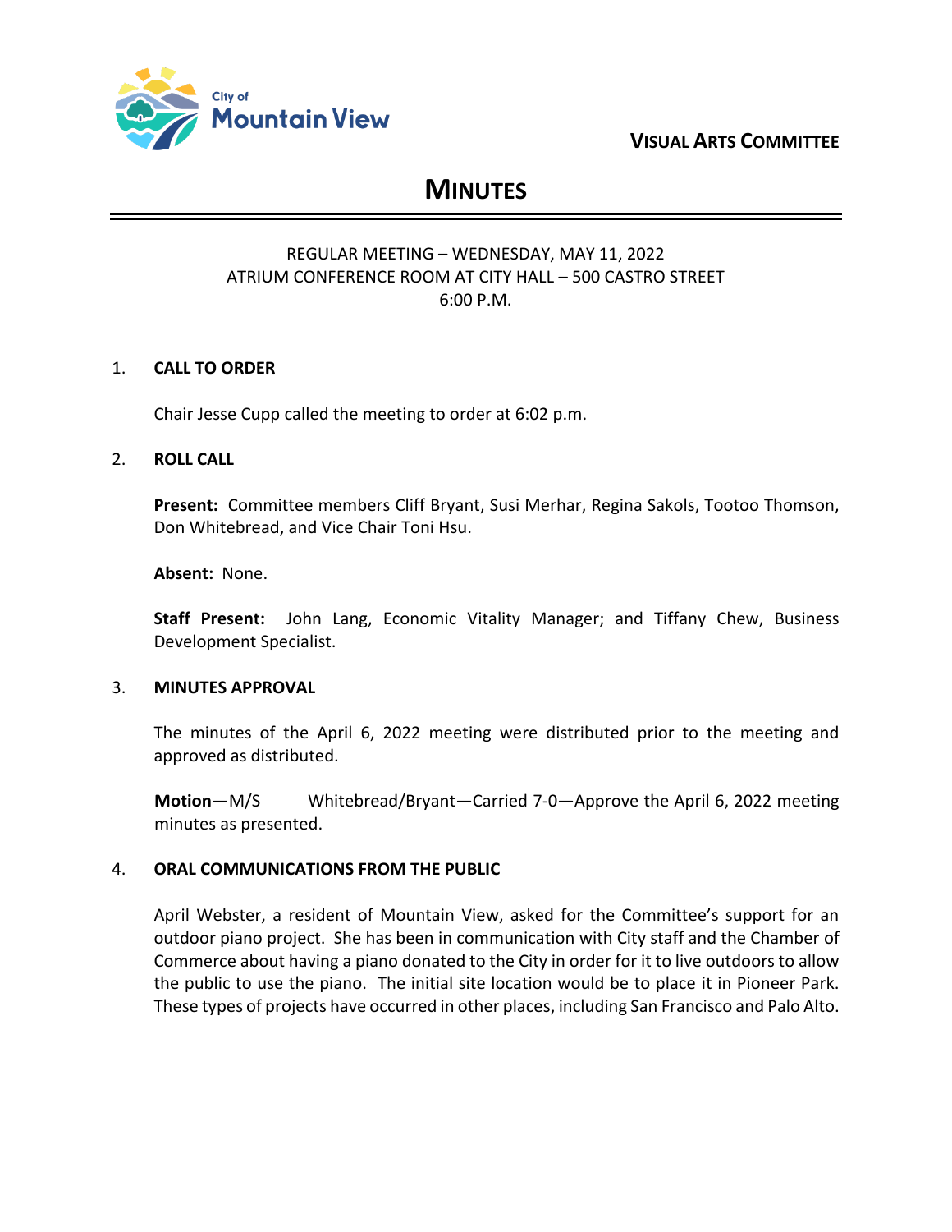City of Mountain View

**VISUAL ARTS COMMITTEE**

# MINUTES

REGULAR MEETING – WEDNESDAY, MAY 11, 2022
ATRIUM CONFERENCE ROOM AT CITY HALL – 500 CASTRO STREET
6:00 P.M.

## 1. CALL TO ORDER

Chair Jesse Cupp called the meeting to order at 6:02 p.m.

## 2. ROLL CALL

**Present:** Committee members Cliff Bryant, Susi Merhar, Regina Sakols, Tootoo Thomson, Don Whitebread, and Vice Chair Toni Hsu.

**Absent:** None.

**Staff Present:** John Lang, Economic Vitality Manager; and Tiffany Chew, Business Development Specialist.

## 3. MINUTES APPROVAL

The minutes of the April 6, 2022 meeting were distributed prior to the meeting and approved as distributed.

**Motion**—M/S Whitebread/Bryant—Carried 7-0—Approve the April 6, 2022 meeting minutes as presented.

## 4. ORAL COMMUNICATIONS FROM THE PUBLIC

April Webster, a resident of Mountain View, asked for the Committee's support for an outdoor piano project. She has been in communication with City staff and the Chamber of Commerce about having a piano donated to the City in order for it to live outdoors to allow the public to use the piano. The initial site location would be to place it in Pioneer Park. These types of projects have occurred in other places, including San Francisco and Palo Alto.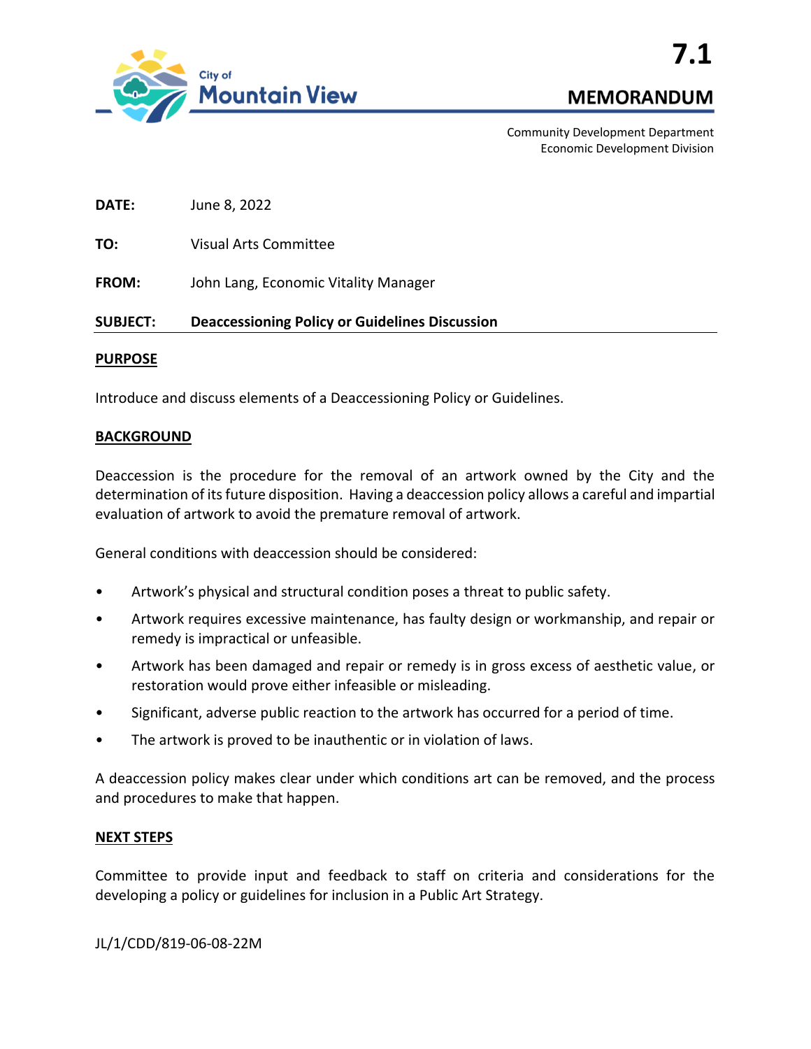7.1

# MEMORANDUM

Community Development Department
Economic Development Division

**DATE:** June 8, 2022

**TO:** Visual Arts Committee

**FROM:** John Lang, Economic Vitality Manager

**SUBJECT:** **Deaccessioning Policy or Guidelines Discussion**

## PURPOSE

Introduce and discuss elements of a Deaccessioning Policy or Guidelines.

## BACKGROUND

Deaccession is the procedure for the removal of an artwork owned by the City and the determination of its future disposition. Having a deaccession policy allows a careful and impartial evaluation of artwork to avoid the premature removal of artwork.

General conditions with deaccession should be considered:

- Artwork's physical and structural condition poses a threat to public safety.
- Artwork requires excessive maintenance, has faulty design or workmanship, and repair or remedy is impractical or unfeasible.
- Artwork has been damaged and repair or remedy is in gross excess of aesthetic value, or restoration would prove either infeasible or misleading.
- Significant, adverse public reaction to the artwork has occurred for a period of time.
- The artwork is proved to be inauthentic or in violation of laws.

A deaccession policy makes clear under which conditions art can be removed, and the process and procedures to make that happen.

## NEXT STEPS

Committee to provide input and feedback to staff on criteria and considerations for the developing a policy or guidelines for inclusion in a Public Art Strategy.

JL/1/CDD/819-06-08-22M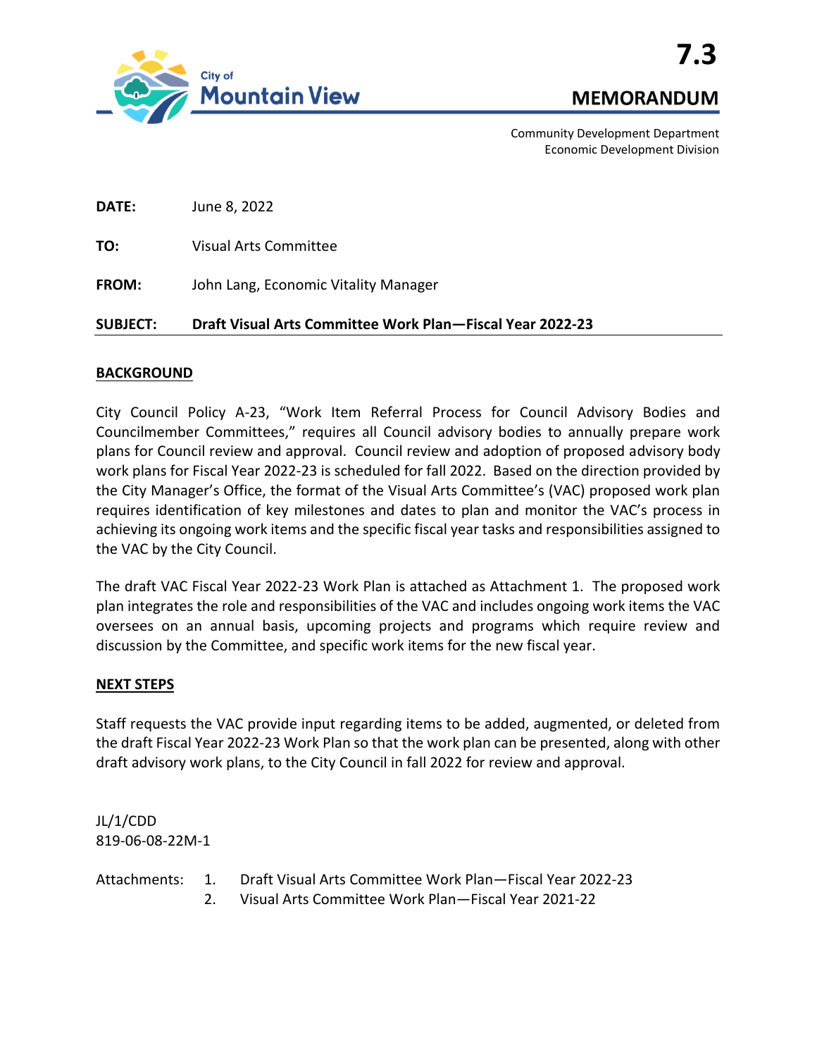7.3

# MEMORANDUM

Community Development Department
Economic Development Division

**DATE:** June 8, 2022

**TO:** Visual Arts Committee

**FROM:** John Lang, Economic Vitality Manager

**SUBJECT:** **Draft Visual Arts Committee Work Plan—Fiscal Year 2022-23**

## BACKGROUND

City Council Policy A-23, "Work Item Referral Process for Council Advisory Bodies and Councilmember Committees," requires all Council advisory bodies to annually prepare work plans for Council review and approval. Council review and adoption of proposed advisory body work plans for Fiscal Year 2022-23 is scheduled for fall 2022. Based on the direction provided by the City Manager's Office, the format of the Visual Arts Committee's (VAC) proposed work plan requires identification of key milestones and dates to plan and monitor the VAC's process in achieving its ongoing work items and the specific fiscal year tasks and responsibilities assigned to the VAC by the City Council.

The draft VAC Fiscal Year 2022-23 Work Plan is attached as Attachment 1. The proposed work plan integrates the role and responsibilities of the VAC and includes ongoing work items the VAC oversees on an annual basis, upcoming projects and programs which require review and discussion by the Committee, and specific work items for the new fiscal year.

## NEXT STEPS

Staff requests the VAC provide input regarding items to be added, augmented, or deleted from the draft Fiscal Year 2022-23 Work Plan so that the work plan can be presented, along with other draft advisory work plans, to the City Council in fall 2022 for review and approval.

JL/1/CDD
819-06-08-22M-1

Attachments:
1. Draft Visual Arts Committee Work Plan—Fiscal Year 2022-23
2. Visual Arts Committee Work Plan—Fiscal Year 2021-22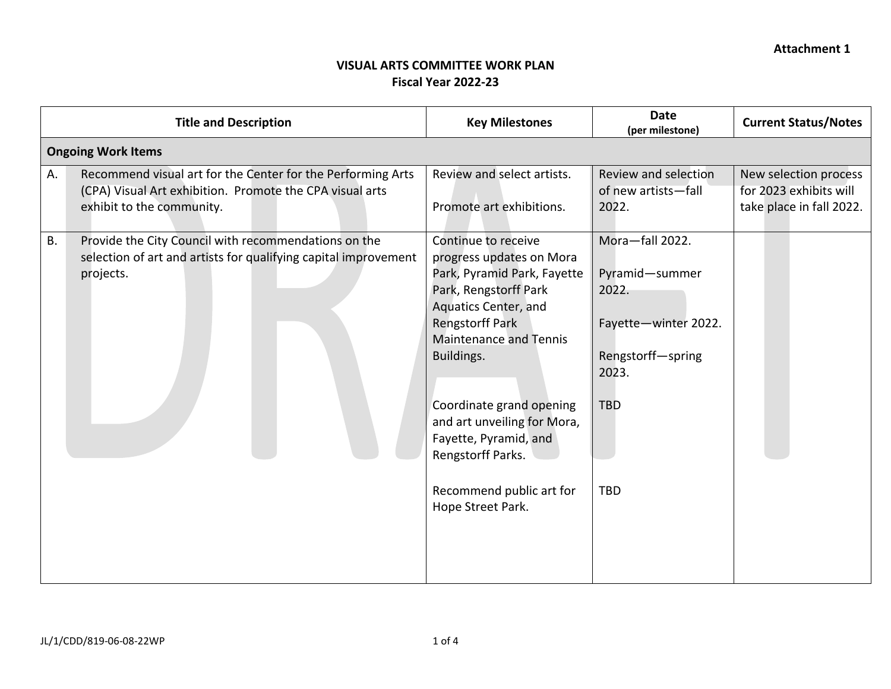**Attachment 1**

**VISUAL ARTS COMMITTEE WORK PLAN**
**Fiscal Year 2022-23**

| Title and Description | Key Milestones | Date (per milestone) | Current Status/Notes |
|---|---|---|---|
| **Ongoing Work Items** | | | |
| A. Recommend visual art for the Center for the Performing Arts (CPA) Visual Art exhibition. Promote the CPA visual arts exhibit to the community. | Review and select artists.<br><br>Promote art exhibitions. | Review and selection of new artists—fall 2022. | New selection process for 2023 exhibits will take place in fall 2022. |
| B. Provide the City Council with recommendations on the selection of art and artists for qualifying capital improvement projects. | Continue to receive progress updates on Mora Park, Pyramid Park, Fayette Park, Rengstorff Park Aquatics Center, and Rengstorff Park Maintenance and Tennis Buildings.<br><br>Coordinate grand opening and art unveiling for Mora, Fayette, Pyramid, and Rengstorff Parks.<br><br>Recommend public art for Hope Street Park. | Mora—fall 2022.<br><br>Pyramid—summer 2022.<br><br>Fayette—winter 2022.<br><br>Rengstorff—spring 2023.<br><br>TBD<br><br>TBD | |

JL/1/CDD/819-06-08-22WP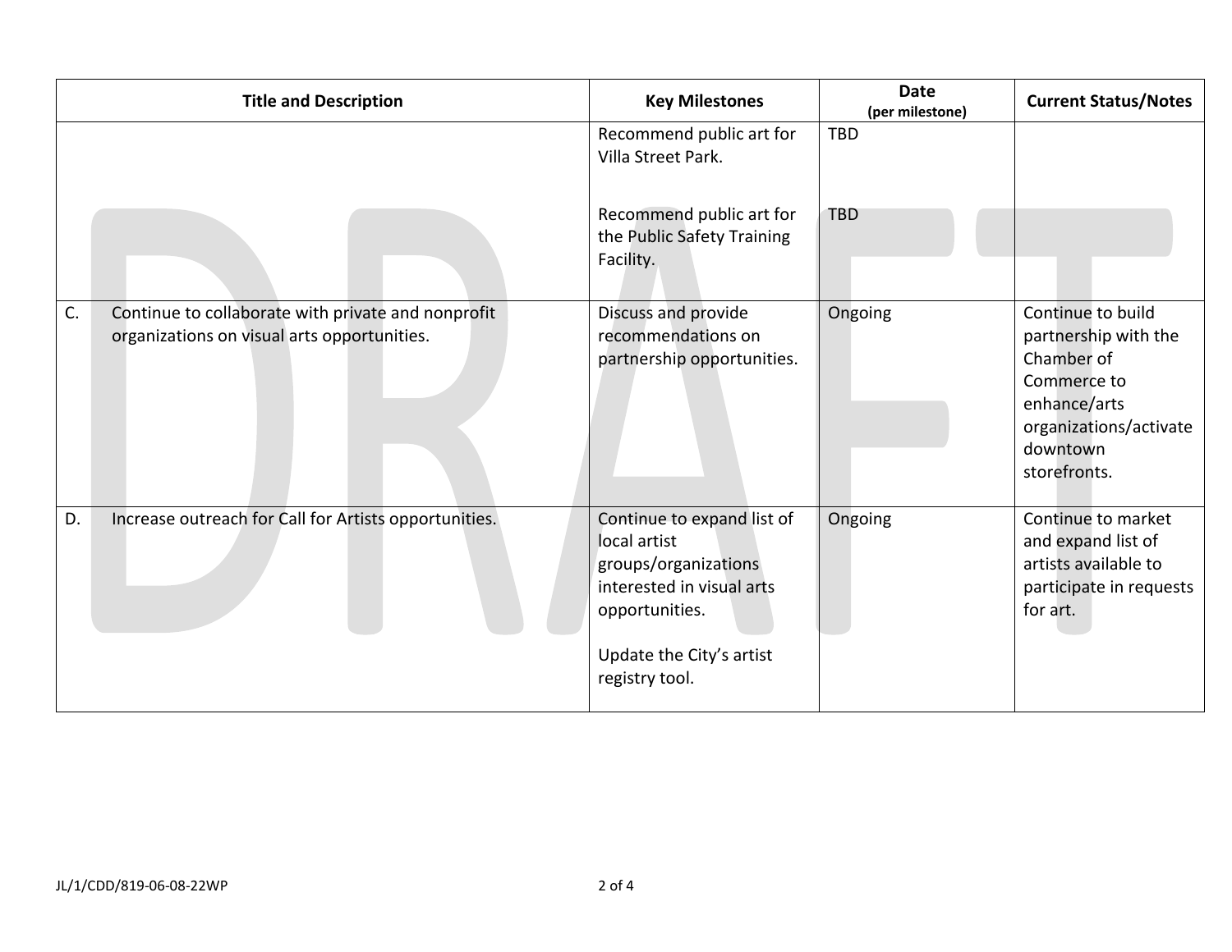| Title and Description | Key Milestones | Date (per milestone) | Current Status/Notes |
|---|---|---|---|
| | Recommend public art for Villa Street Park.<br><br>Recommend public art for the Public Safety Training Facility. | TBD<br><br>TBD | |
| C. Continue to collaborate with private and nonprofit organizations on visual arts opportunities. | Discuss and provide recommendations on partnership opportunities. | Ongoing | Continue to build partnership with the Chamber of Commerce to enhance/arts organizations/activate downtown storefronts. |
| D. Increase outreach for Call for Artists opportunities. | Continue to expand list of local artist groups/organizations interested in visual arts opportunities.<br><br>Update the City's artist registry tool. | Ongoing | Continue to market and expand list of artists available to participate in requests for art. |

JL/1/CDD/819-06-08-22WP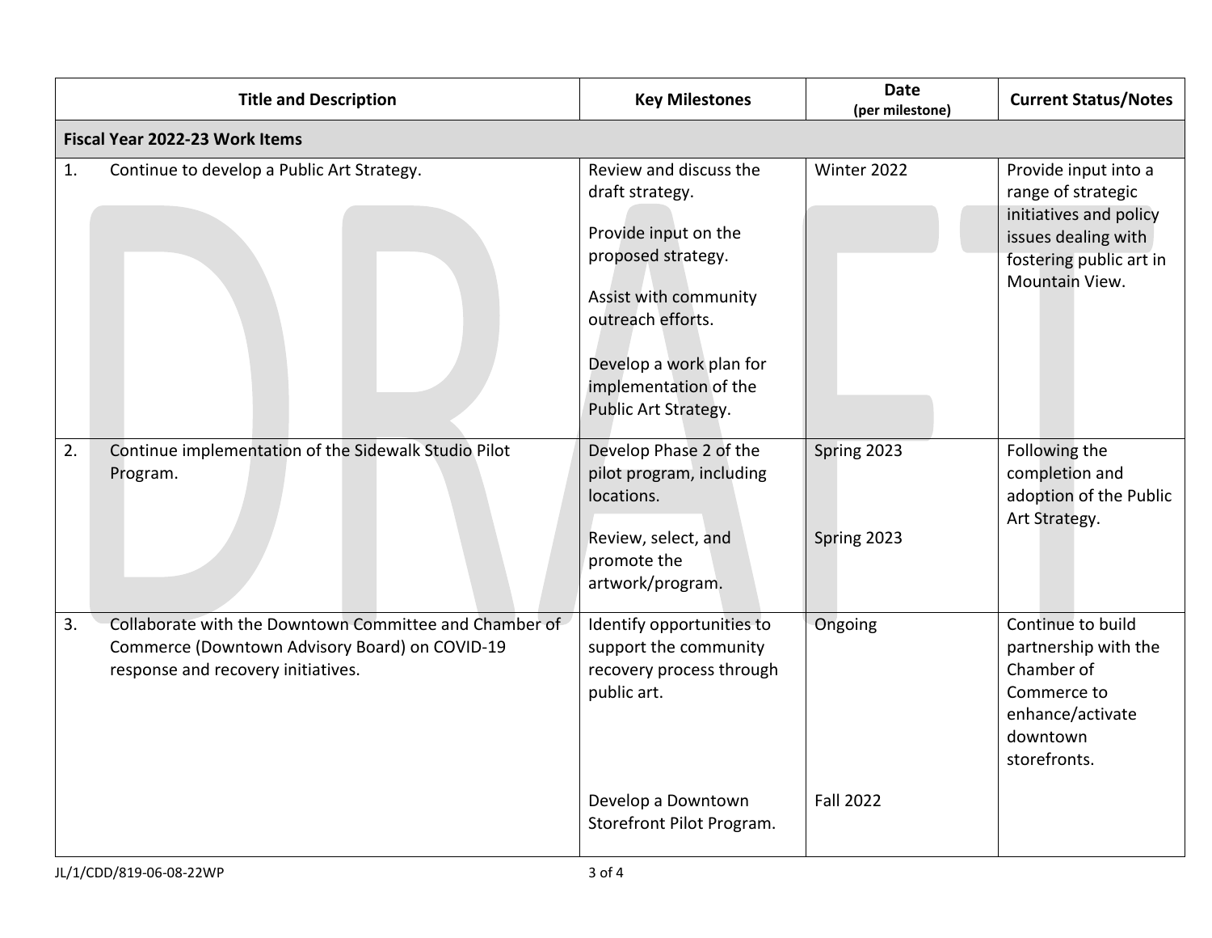| Title and Description | Key Milestones | Date (per milestone) | Current Status/Notes |
|---|---|---|---|
| **Fiscal Year 2022-23 Work Items** | | | |
| 1. Continue to develop a Public Art Strategy. | Review and discuss the draft strategy.<br><br>Provide input on the proposed strategy.<br><br>Assist with community outreach efforts.<br><br>Develop a work plan for implementation of the Public Art Strategy. | Winter 2022 | Provide input into a range of strategic initiatives and policy issues dealing with fostering public art in Mountain View. |
| 2. Continue implementation of the Sidewalk Studio Pilot Program. | Develop Phase 2 of the pilot program, including locations.<br><br>Review, select, and promote the artwork/program. | Spring 2023<br><br>Spring 2023 | Following the completion and adoption of the Public Art Strategy. |
| 3. Collaborate with the Downtown Committee and Chamber of Commerce (Downtown Advisory Board) on COVID-19 response and recovery initiatives. | Identify opportunities to support the community recovery process through public art.<br><br>Develop a Downtown Storefront Pilot Program. | Ongoing<br><br>Fall 2022 | Continue to build partnership with the Chamber of Commerce to enhance/activate downtown storefronts. |

JL/1/CDD/819-06-08-22WP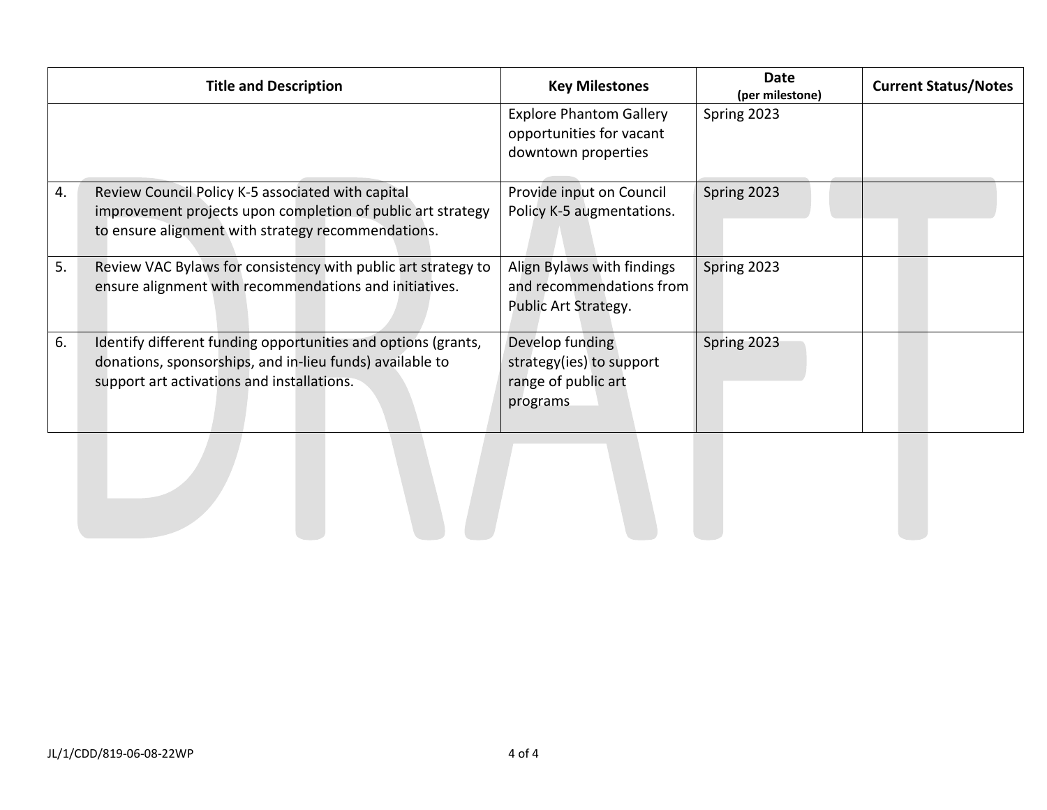| Title and Description | Key Milestones | Date (per milestone) | Current Status/Notes |
|---|---|---|---|
| | Explore Phantom Gallery opportunities for vacant downtown properties | Spring 2023 | |
| 4. Review Council Policy K-5 associated with capital improvement projects upon completion of public art strategy to ensure alignment with strategy recommendations. | Provide input on Council Policy K-5 augmentations. | Spring 2023 | |
| 5. Review VAC Bylaws for consistency with public art strategy to ensure alignment with recommendations and initiatives. | Align Bylaws with findings and recommendations from Public Art Strategy. | Spring 2023 | |
| 6. Identify different funding opportunities and options (grants, donations, sponsorships, and in-lieu funds) available to support art activations and installations. | Develop funding strategy(ies) to support range of public art programs | Spring 2023 | |

JL/1/CDD/819-06-08-22WP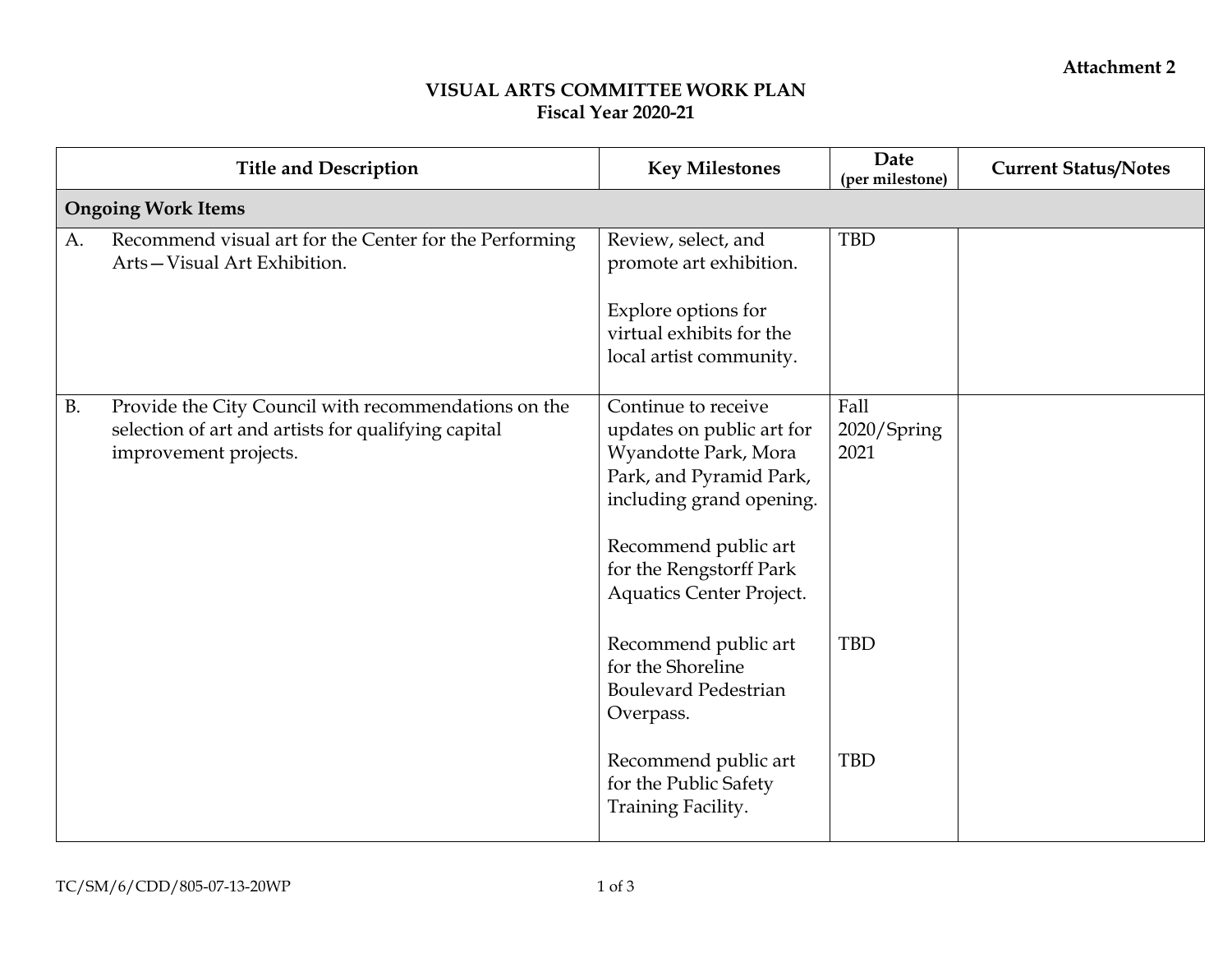Attachment 2

# VISUAL ARTS COMMITTEE WORK PLAN
## Fiscal Year 2020-21

| Title and Description | Key Milestones | Date (per milestone) | Current Status/Notes |
|---|---|---|---|
| **Ongoing Work Items** | | | |
| A. Recommend visual art for the Center for the Performing Arts—Visual Art Exhibition. | Review, select, and promote art exhibition.<br><br>Explore options for virtual exhibits for the local artist community. | TBD | |
| B. Provide the City Council with recommendations on the selection of art and artists for qualifying capital improvement projects. | Continue to receive updates on public art for Wyandotte Park, Mora Park, and Pyramid Park, including grand opening.<br><br>Recommend public art for the Rengstorff Park Aquatics Center Project. | Fall 2020/Spring 2021 | |
| | Recommend public art for the Shoreline Boulevard Pedestrian Overpass. | TBD | |
| | Recommend public art for the Public Safety Training Facility. | TBD | |

TC/SM/6/CDD/805-07-13-20WP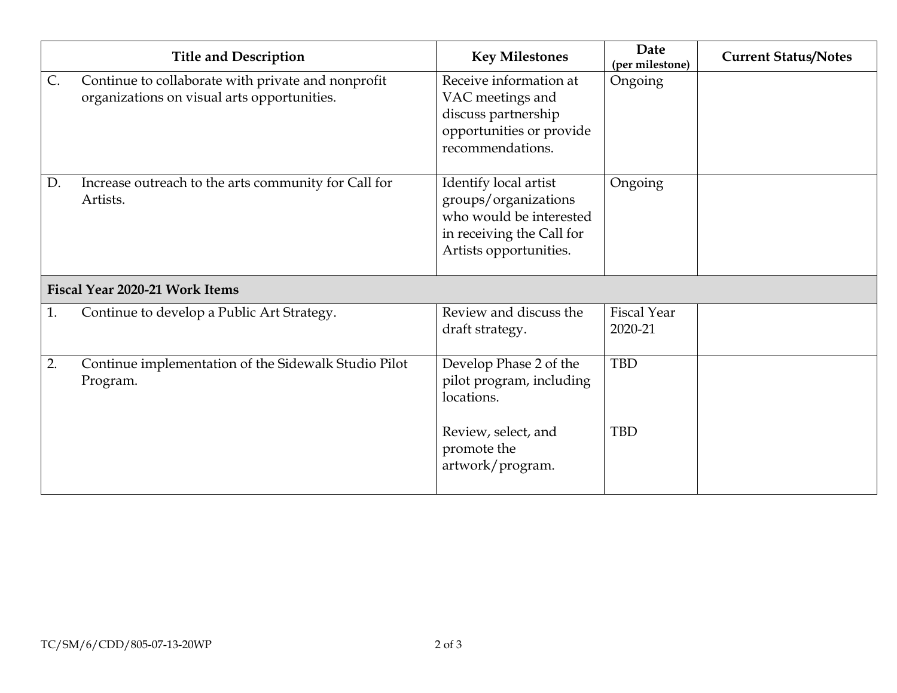| Title and Description | Key Milestones | Date (per milestone) | Current Status/Notes |
|---|---|---|---|
| C. Continue to collaborate with private and nonprofit organizations on visual arts opportunities. | Receive information at VAC meetings and discuss partnership opportunities or provide recommendations. | Ongoing | |
| D. Increase outreach to the arts community for Call for Artists. | Identify local artist groups/organizations who would be interested in receiving the Call for Artists opportunities. | Ongoing | |
| **Fiscal Year 2020-21 Work Items** | | | |
| 1. Continue to develop a Public Art Strategy. | Review and discuss the draft strategy. | Fiscal Year 2020-21 | |
| 2. Continue implementation of the Sidewalk Studio Pilot Program. | Develop Phase 2 of the pilot program, including locations. | TBD | |
| | Review, select, and promote the artwork/program. | TBD | |

TC/SM/6/CDD/805-07-13-20WP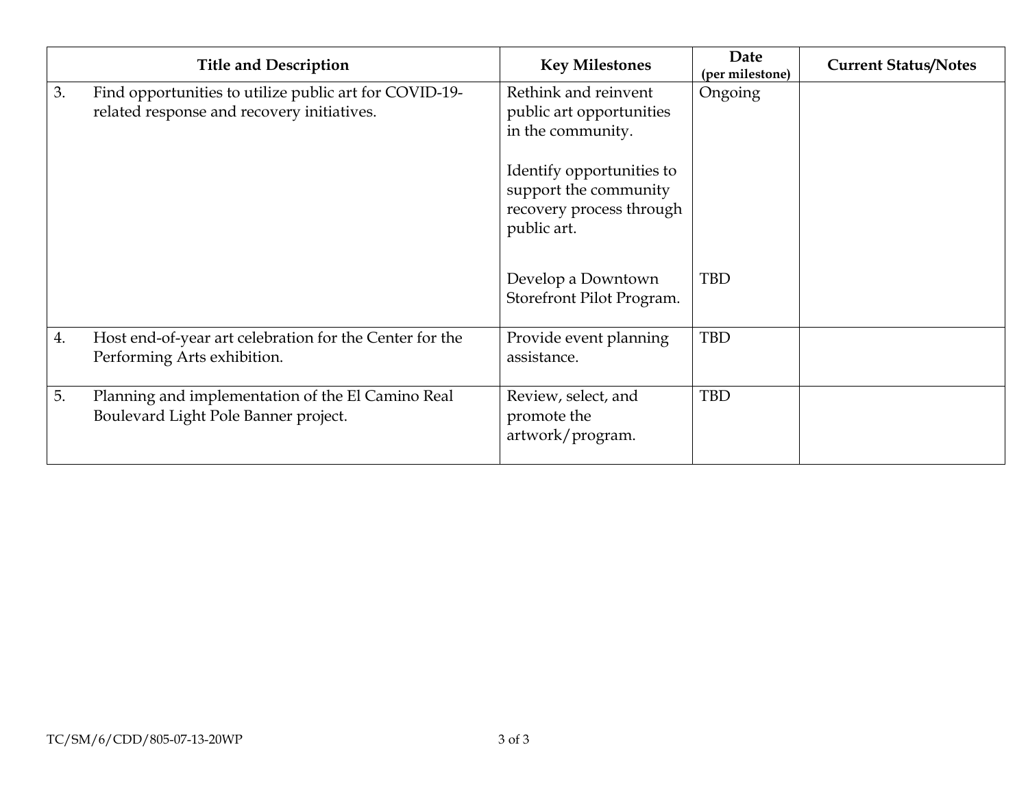| Title and Description | Key Milestones | Date (per milestone) | Current Status/Notes |
|---|---|---|---|
| 3. Find opportunities to utilize public art for COVID-19-related response and recovery initiatives. | Rethink and reinvent public art opportunities in the community.<br><br>Identify opportunities to support the community recovery process through public art. | Ongoing | |
| | Develop a Downtown Storefront Pilot Program. | TBD | |
| 4. Host end-of-year art celebration for the Center for the Performing Arts exhibition. | Provide event planning assistance. | TBD | |
| 5. Planning and implementation of the El Camino Real Boulevard Light Pole Banner project. | Review, select, and promote the artwork/program. | TBD | |

TC/SM/6/CDD/805-07-13-20WP